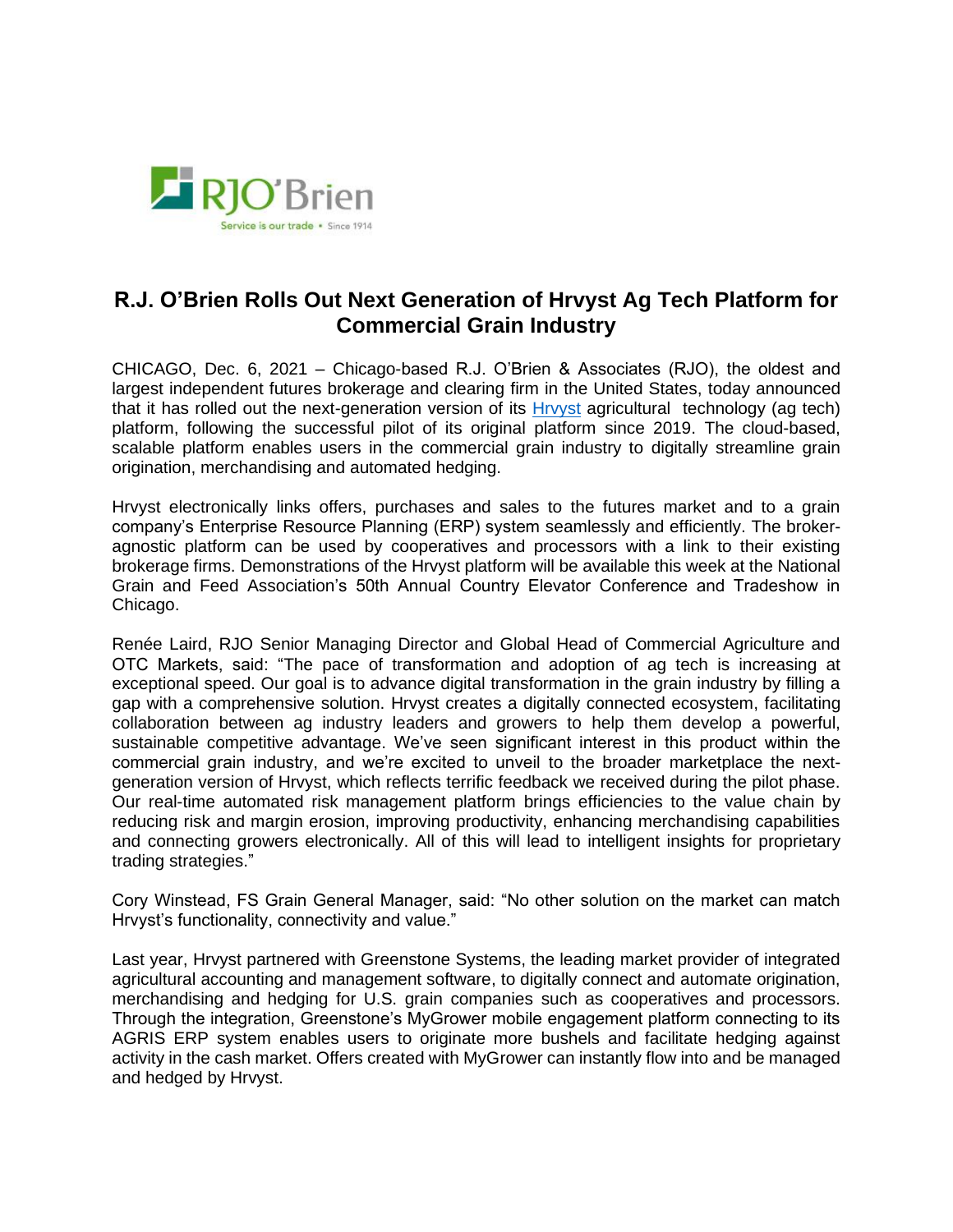# R.J. O'Brien Rolls Out Next Generation of Hrvyst Ag Tech Platform for Commercial Grain Industry

CHICAGO, Dec. 6, 2021 – Chicago-based R.J. O'Brien & Associates (RJO), the oldest and largest independent futures brokerage and clearing firm in the United States, today announced that it has rolled out the next-generation version of its Hrvyst agricultural technology (ag tech) platform, following the successful pilot of its original platform since 2019. The cloud-based, scalable platform enables users in the commercial grain industry to digitally streamline grain origination, merchandising and automated hedging.

Hrvyst electronically links offers, purchases and sales to the futures market and to a grain company's Enterprise Resource Planning (ERP) system seamlessly and efficiently. The broker-agnostic platform can be used by cooperatives and processors with a link to their existing brokerage firms. Demonstrations of the Hrvyst platform will be available this week at the National Grain and Feed Association's 50th Annual Country Elevator Conference and Tradeshow in Chicago.

Renée Laird, RJO Senior Managing Director and Global Head of Commercial Agriculture and OTC Markets, said: "The pace of transformation and adoption of ag tech is increasing at exceptional speed. Our goal is to advance digital transformation in the grain industry by filling a gap with a comprehensive solution. Hrvyst creates a digitally connected ecosystem, facilitating collaboration between ag industry leaders and growers to help them develop a powerful, sustainable competitive advantage. We've seen significant interest in this product within the commercial grain industry, and we're excited to unveil to the broader marketplace the next-generation version of Hrvyst, which reflects terrific feedback we received during the pilot phase. Our real-time automated risk management platform brings efficiencies to the value chain by reducing risk and margin erosion, improving productivity, enhancing merchandising capabilities and connecting growers electronically. All of this will lead to intelligent insights for proprietary trading strategies."

Cory Winstead, FS Grain General Manager, said: "No other solution on the market can match Hrvyst's functionality, connectivity and value."

Last year, Hrvyst partnered with Greenstone Systems, the leading market provider of integrated agricultural accounting and management software, to digitally connect and automate origination, merchandising and hedging for U.S. grain companies such as cooperatives and processors. Through the integration, Greenstone's MyGrower mobile engagement platform connecting to its AGRIS ERP system enables users to originate more bushels and facilitate hedging against activity in the cash market. Offers created with MyGrower can instantly flow into and be managed and hedged by Hrvyst.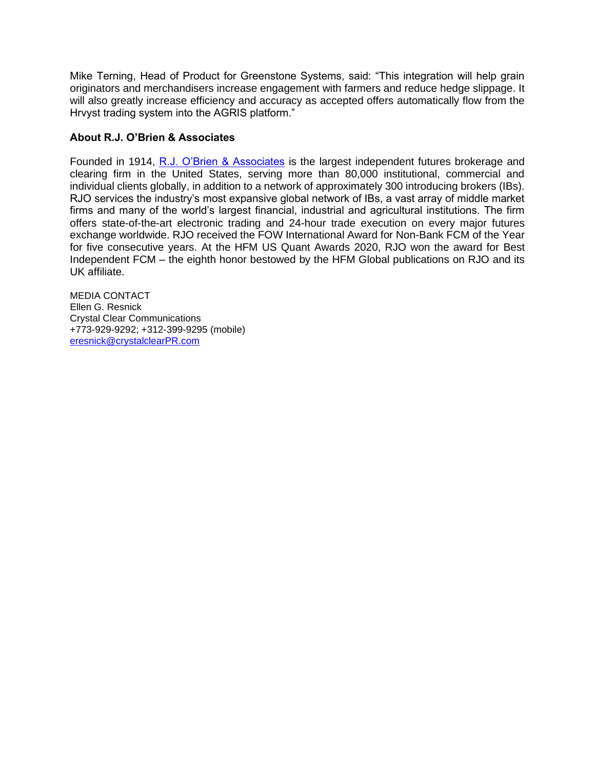Mike Terning, Head of Product for Greenstone Systems, said: "This integration will help grain originators and merchandisers increase engagement with farmers and reduce hedge slippage. It will also greatly increase efficiency and accuracy as accepted offers automatically flow from the Hrvyst trading system into the AGRIS platform."

**About R.J. O'Brien & Associates**

Founded in 1914, R.J. O'Brien & Associates is the largest independent futures brokerage and clearing firm in the United States, serving more than 80,000 institutional, commercial and individual clients globally, in addition to a network of approximately 300 introducing brokers (IBs). RJO services the industry's most expansive global network of IBs, a vast array of middle market firms and many of the world's largest financial, industrial and agricultural institutions. The firm offers state-of-the-art electronic trading and 24-hour trade execution on every major futures exchange worldwide. RJO received the FOW International Award for Non-Bank FCM of the Year for five consecutive years. At the HFM US Quant Awards 2020, RJO won the award for Best Independent FCM – the eighth honor bestowed by the HFM Global publications on RJO and its UK affiliate.

MEDIA CONTACT
Ellen G. Resnick
Crystal Clear Communications
+773-929-9292; +312-399-9295 (mobile)
eresnick@crystalclearPR.com